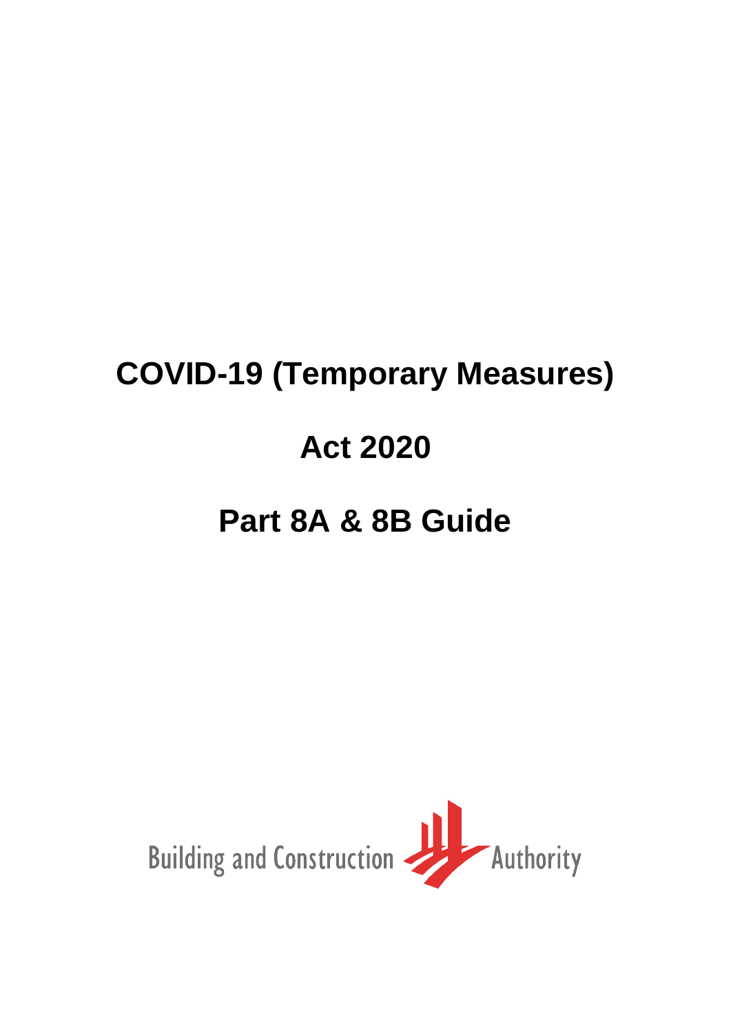# COVID-19 (Temporary Measures) Act 2020

# Part 8A & 8B Guide

Building and Construction Authority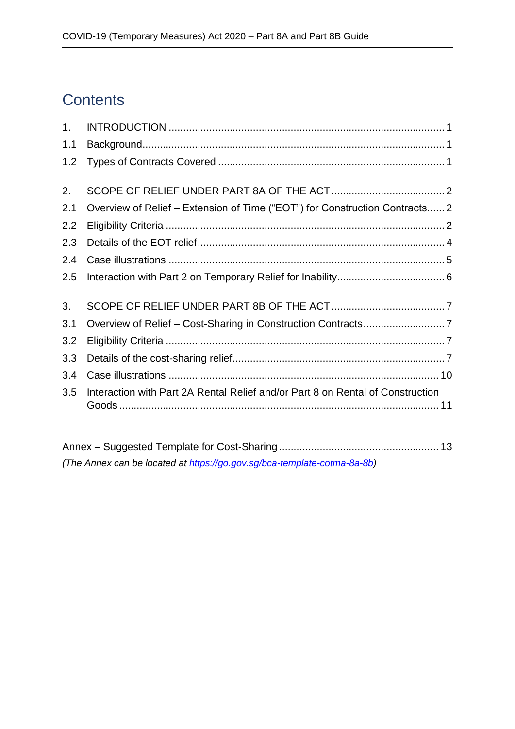# Contents

| | | |
|---|---|---|
| 1. | INTRODUCTION | 1 |
| 1.1 | Background | 1 |
| 1.2 | Types of Contracts Covered | 1 |
| 2. | SCOPE OF RELIEF UNDER PART 8A OF THE ACT | 2 |
| 2.1 | Overview of Relief – Extension of Time ("EOT") for Construction Contracts | 2 |
| 2.2 | Eligibility Criteria | 2 |
| 2.3 | Details of the EOT relief | 4 |
| 2.4 | Case illustrations | 5 |
| 2.5 | Interaction with Part 2 on Temporary Relief for Inability | 6 |
| 3. | SCOPE OF RELIEF UNDER PART 8B OF THE ACT | 7 |
| 3.1 | Overview of Relief – Cost-Sharing in Construction Contracts | 7 |
| 3.2 | Eligibility Criteria | 7 |
| 3.3 | Details of the cost-sharing relief | 7 |
| 3.4 | Case illustrations | 10 |
| 3.5 | Interaction with Part 2A Rental Relief and/or Part 8 on Rental of Construction Goods | 11 |

Annex – Suggested Template for Cost-Sharing ........ 13

*(The Annex can be located at [https://go.gov.sg/bca-template-cotma-8a-8b](https://go.gov.sg/bca-template-cotma-8a-8b))*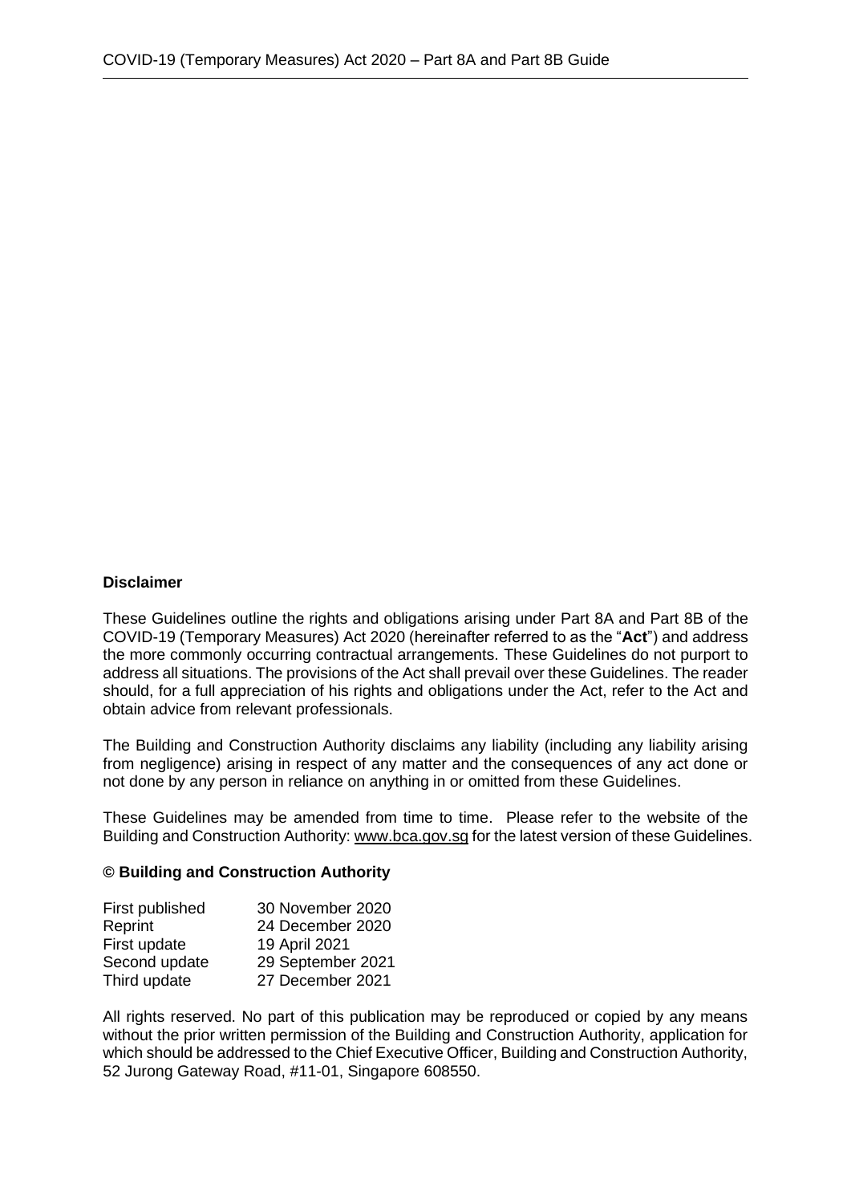**Disclaimer**

These Guidelines outline the rights and obligations arising under Part 8A and Part 8B of the COVID-19 (Temporary Measures) Act 2020 (hereinafter referred to as the "**Act**") and address the more commonly occurring contractual arrangements. These Guidelines do not purport to address all situations. The provisions of the Act shall prevail over these Guidelines. The reader should, for a full appreciation of his rights and obligations under the Act, refer to the Act and obtain advice from relevant professionals.

The Building and Construction Authority disclaims any liability (including any liability arising from negligence) arising in respect of any matter and the consequences of any act done or not done by any person in reliance on anything in or omitted from these Guidelines.

These Guidelines may be amended from time to time. Please refer to the website of the Building and Construction Authority: www.bca.gov.sg for the latest version of these Guidelines.

**© Building and Construction Authority**

| | |
|---|---|
| First published | 30 November 2020 |
| Reprint | 24 December 2020 |
| First update | 19 April 2021 |
| Second update | 29 September 2021 |
| Third update | 27 December 2021 |

All rights reserved. No part of this publication may be reproduced or copied by any means without the prior written permission of the Building and Construction Authority, application for which should be addressed to the Chief Executive Officer, Building and Construction Authority, 52 Jurong Gateway Road, #11-01, Singapore 608550.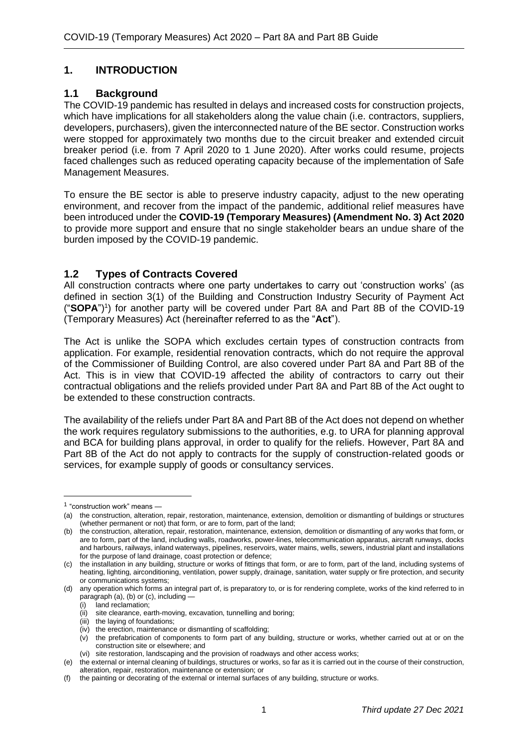## 1. INTRODUCTION

### 1.1 Background

The COVID-19 pandemic has resulted in delays and increased costs for construction projects, which have implications for all stakeholders along the value chain (i.e. contractors, suppliers, developers, purchasers), given the interconnected nature of the BE sector. Construction works were stopped for approximately two months due to the circuit breaker and extended circuit breaker period (i.e. from 7 April 2020 to 1 June 2020). After works could resume, projects faced challenges such as reduced operating capacity because of the implementation of Safe Management Measures.

To ensure the BE sector is able to preserve industry capacity, adjust to the new operating environment, and recover from the impact of the pandemic, additional relief measures have been introduced under the **COVID-19 (Temporary Measures) (Amendment No. 3) Act 2020** to provide more support and ensure that no single stakeholder bears an undue share of the burden imposed by the COVID-19 pandemic.

### 1.2 Types of Contracts Covered

All construction contracts where one party undertakes to carry out 'construction works' (as defined in section 3(1) of the Building and Construction Industry Security of Payment Act ("**SOPA**")[1]) for another party will be covered under Part 8A and Part 8B of the COVID-19 (Temporary Measures) Act (hereinafter referred to as the "**Act**").

The Act is unlike the SOPA which excludes certain types of construction contracts from application. For example, residential renovation contracts, which do not require the approval of the Commissioner of Building Control, are also covered under Part 8A and Part 8B of the Act. This is in view that COVID-19 affected the ability of contractors to carry out their contractual obligations and the reliefs provided under Part 8A and Part 8B of the Act ought to be extended to these construction contracts.

The availability of the reliefs under Part 8A and Part 8B of the Act does not depend on whether the work requires regulatory submissions to the authorities, e.g. to URA for planning approval and BCA for building plans approval, in order to qualify for the reliefs. However, Part 8A and Part 8B of the Act do not apply to contracts for the supply of construction-related goods or services, for example supply of goods or consultancy services.

---

[1] "construction work" means —

(a) the construction, alteration, repair, restoration, maintenance, extension, demolition or dismantling of buildings or structures (whether permanent or not) that form, or are to form, part of the land;

(b) the construction, alteration, repair, restoration, maintenance, extension, demolition or dismantling of any works that form, or are to form, part of the land, including walls, roadworks, power-lines, telecommunication apparatus, aircraft runways, docks and harbours, railways, inland waterways, pipelines, reservoirs, water mains, wells, sewers, industrial plant and installations for the purpose of land drainage, coast protection or defence;

(c) the installation in any building, structure or works of fittings that form, or are to form, part of the land, including systems of heating, lighting, airconditioning, ventilation, power supply, drainage, sanitation, water supply or fire protection, and security or communications systems;

(d) any operation which forms an integral part of, is preparatory to, or is for rendering complete, works of the kind referred to in paragraph (a), (b) or (c), including —

  (i) land reclamation;

  (ii) site clearance, earth-moving, excavation, tunnelling and boring;

  (iii) the laying of foundations;

  (iv) the erection, maintenance or dismantling of scaffolding;

  (v) the prefabrication of components to form part of any building, structure or works, whether carried out at or on the construction site or elsewhere; and

  (vi) site restoration, landscaping and the provision of roadways and other access works;

(e) the external or internal cleaning of buildings, structures or works, so far as it is carried out in the course of their construction, alteration, repair, restoration, maintenance or extension; or

(f) the painting or decorating of the external or internal surfaces of any building, structure or works.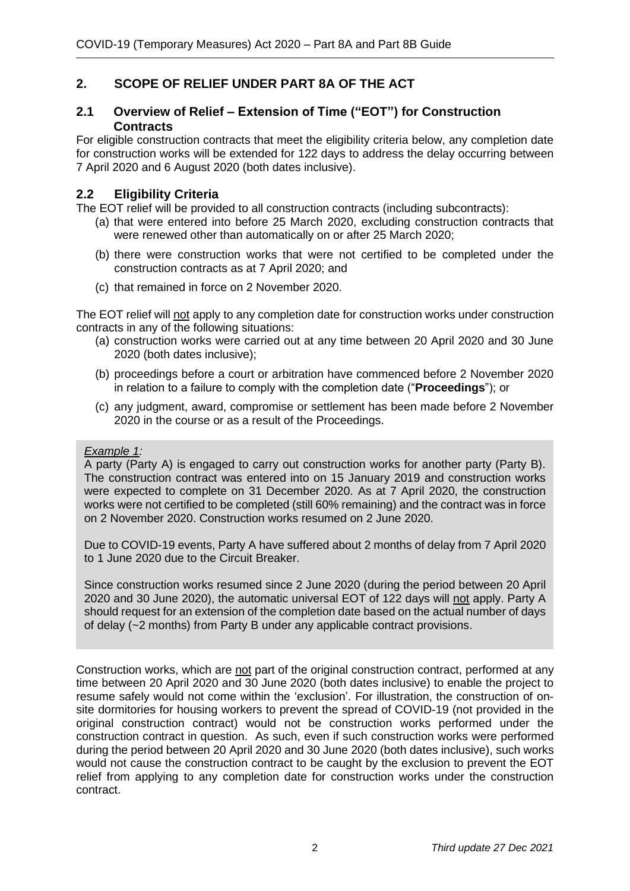## 2. SCOPE OF RELIEF UNDER PART 8A OF THE ACT

### 2.1 Overview of Relief – Extension of Time ("EOT") for Construction Contracts

For eligible construction contracts that meet the eligibility criteria below, any completion date for construction works will be extended for 122 days to address the delay occurring between 7 April 2020 and 6 August 2020 (both dates inclusive).

### 2.2 Eligibility Criteria

The EOT relief will be provided to all construction contracts (including subcontracts):

(a) that were entered into before 25 March 2020, excluding construction contracts that were renewed other than automatically on or after 25 March 2020;

(b) there were construction works that were not certified to be completed under the construction contracts as at 7 April 2020; and

(c) that remained in force on 2 November 2020.

The EOT relief will not apply to any completion date for construction works under construction contracts in any of the following situations:

(a) construction works were carried out at any time between 20 April 2020 and 30 June 2020 (both dates inclusive);

(b) proceedings before a court or arbitration have commenced before 2 November 2020 in relation to a failure to comply with the completion date ("**Proceedings**"); or

(c) any judgment, award, compromise or settlement has been made before 2 November 2020 in the course or as a result of the Proceedings.

> *Example 1:*
>
> A party (Party A) is engaged to carry out construction works for another party (Party B). The construction contract was entered into on 15 January 2019 and construction works were expected to complete on 31 December 2020. As at 7 April 2020, the construction works were not certified to be completed (still 60% remaining) and the contract was in force on 2 November 2020. Construction works resumed on 2 June 2020.
>
> Due to COVID-19 events, Party A have suffered about 2 months of delay from 7 April 2020 to 1 June 2020 due to the Circuit Breaker.
>
> Since construction works resumed since 2 June 2020 (during the period between 20 April 2020 and 30 June 2020), the automatic universal EOT of 122 days will not apply. Party A should request for an extension of the completion date based on the actual number of days of delay (~2 months) from Party B under any applicable contract provisions.

Construction works, which are not part of the original construction contract, performed at any time between 20 April 2020 and 30 June 2020 (both dates inclusive) to enable the project to resume safely would not come within the 'exclusion'. For illustration, the construction of on-site dormitories for housing workers to prevent the spread of COVID-19 (not provided in the original construction contract) would not be construction works performed under the construction contract in question. As such, even if such construction works were performed during the period between 20 April 2020 and 30 June 2020 (both dates inclusive), such works would not cause the construction contract to be caught by the exclusion to prevent the EOT relief from applying to any completion date for construction works under the construction contract.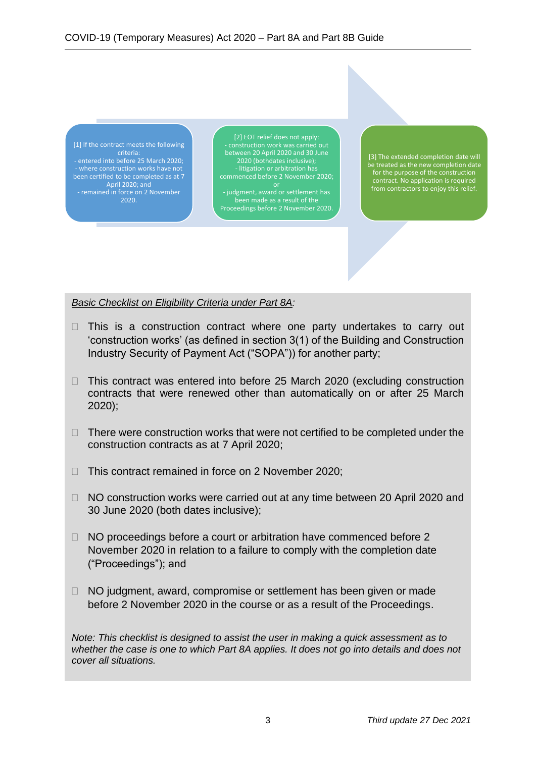[1] If the contract meets the following criteria:
- entered into before 25 March 2020;
- where construction works have not been certified to be completed as at 7 April 2020; and
- remained in force on 2 November 2020.

[2] EOT relief does not apply:
- construction work was carried out between 20 April 2020 and 30 June 2020 (bothdates inclusive);
- litigation or arbitration has commenced before 2 November 2020;
or
- judgment, award or settlement has been made as a result of the Proceedings before 2 November 2020.

[3] The extended completion date will be treated as the new completion date for the purpose of the construction contract. No application is required from contractors to enjoy this relief.

*Basic Checklist on Eligibility Criteria under Part 8A:*

- ☐ This is a construction contract where one party undertakes to carry out 'construction works' (as defined in section 3(1) of the Building and Construction Industry Security of Payment Act ("SOPA")) for another party;
- ☐ This contract was entered into before 25 March 2020 (excluding construction contracts that were renewed other than automatically on or after 25 March 2020);
- ☐ There were construction works that were not certified to be completed under the construction contracts as at 7 April 2020;
- ☐ This contract remained in force on 2 November 2020;
- ☐ NO construction works were carried out at any time between 20 April 2020 and 30 June 2020 (both dates inclusive);
- ☐ NO proceedings before a court or arbitration have commenced before 2 November 2020 in relation to a failure to comply with the completion date ("Proceedings"); and
- ☐ NO judgment, award, compromise or settlement has been given or made before 2 November 2020 in the course or as a result of the Proceedings.

*Note: This checklist is designed to assist the user in making a quick assessment as to whether the case is one to which Part 8A applies. It does not go into details and does not cover all situations.*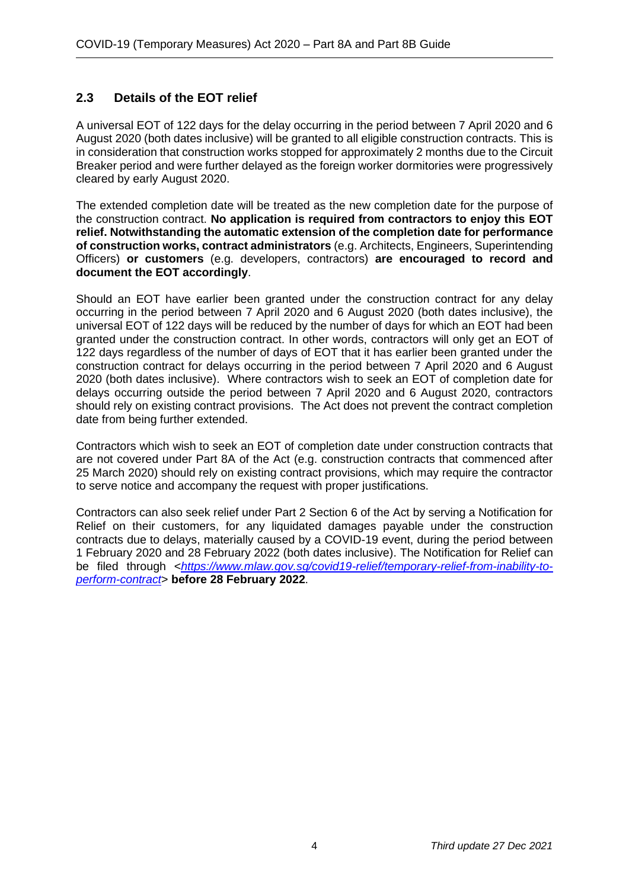## 2.3 Details of the EOT relief

A universal EOT of 122 days for the delay occurring in the period between 7 April 2020 and 6 August 2020 (both dates inclusive) will be granted to all eligible construction contracts. This is in consideration that construction works stopped for approximately 2 months due to the Circuit Breaker period and were further delayed as the foreign worker dormitories were progressively cleared by early August 2020.

The extended completion date will be treated as the new completion date for the purpose of the construction contract. **No application is required from contractors to enjoy this EOT relief. Notwithstanding the automatic extension of the completion date for performance of construction works, contract administrators** (e.g. Architects, Engineers, Superintending Officers) **or customers** (e.g. developers, contractors) **are encouraged to record and document the EOT accordingly**.

Should an EOT have earlier been granted under the construction contract for any delay occurring in the period between 7 April 2020 and 6 August 2020 (both dates inclusive), the universal EOT of 122 days will be reduced by the number of days for which an EOT had been granted under the construction contract. In other words, contractors will only get an EOT of 122 days regardless of the number of days of EOT that it has earlier been granted under the construction contract for delays occurring in the period between 7 April 2020 and 6 August 2020 (both dates inclusive). Where contractors wish to seek an EOT of completion date for delays occurring outside the period between 7 April 2020 and 6 August 2020, contractors should rely on existing contract provisions. The Act does not prevent the contract completion date from being further extended.

Contractors which wish to seek an EOT of completion date under construction contracts that are not covered under Part 8A of the Act (e.g. construction contracts that commenced after 25 March 2020) should rely on existing contract provisions, which may require the contractor to serve notice and accompany the request with proper justifications.

Contractors can also seek relief under Part 2 Section 6 of the Act by serving a Notification for Relief on their customers, for any liquidated damages payable under the construction contracts due to delays, materially caused by a COVID-19 event, during the period between 1 February 2020 and 28 February 2022 (both dates inclusive). The Notification for Relief can be filed through *<https://www.mlaw.gov.sg/covid19-relief/temporary-relief-from-inability-to-perform-contract>* **before 28 February 2022**.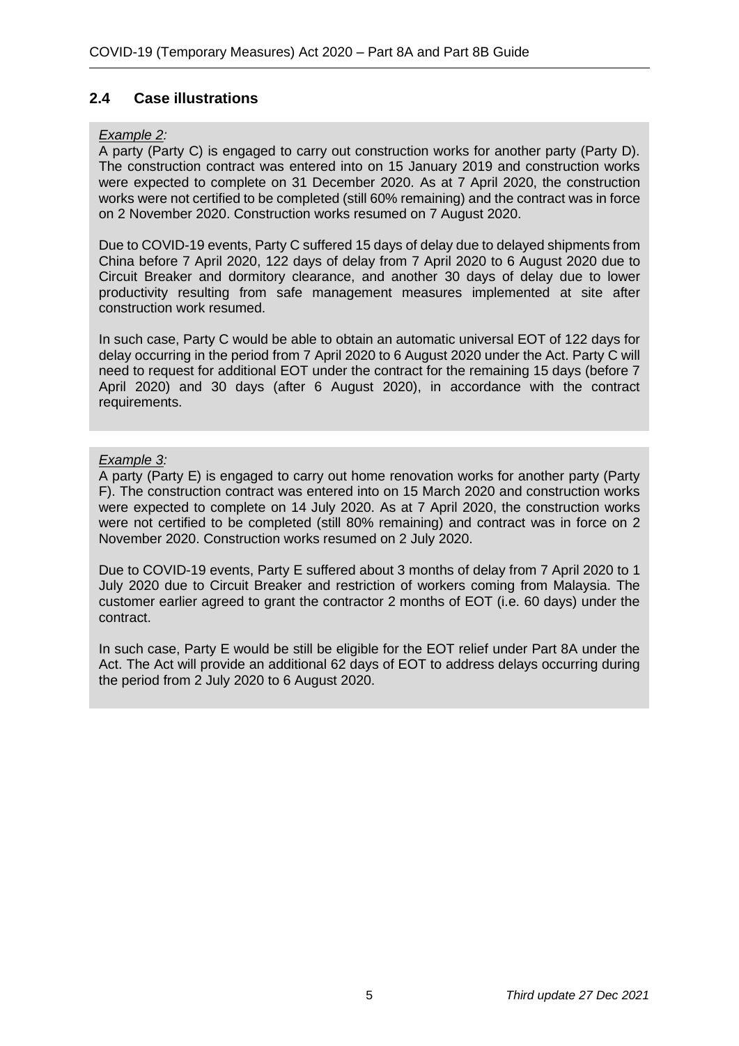## 2.4 Case illustrations

*Example 2:*

A party (Party C) is engaged to carry out construction works for another party (Party D). The construction contract was entered into on 15 January 2019 and construction works were expected to complete on 31 December 2020. As at 7 April 2020, the construction works were not certified to be completed (still 60% remaining) and the contract was in force on 2 November 2020. Construction works resumed on 7 August 2020.

Due to COVID-19 events, Party C suffered 15 days of delay due to delayed shipments from China before 7 April 2020, 122 days of delay from 7 April 2020 to 6 August 2020 due to Circuit Breaker and dormitory clearance, and another 30 days of delay due to lower productivity resulting from safe management measures implemented at site after construction work resumed.

In such case, Party C would be able to obtain an automatic universal EOT of 122 days for delay occurring in the period from 7 April 2020 to 6 August 2020 under the Act. Party C will need to request for additional EOT under the contract for the remaining 15 days (before 7 April 2020) and 30 days (after 6 August 2020), in accordance with the contract requirements.

*Example 3:*

A party (Party E) is engaged to carry out home renovation works for another party (Party F). The construction contract was entered into on 15 March 2020 and construction works were expected to complete on 14 July 2020. As at 7 April 2020, the construction works were not certified to be completed (still 80% remaining) and contract was in force on 2 November 2020. Construction works resumed on 2 July 2020.

Due to COVID-19 events, Party E suffered about 3 months of delay from 7 April 2020 to 1 July 2020 due to Circuit Breaker and restriction of workers coming from Malaysia. The customer earlier agreed to grant the contractor 2 months of EOT (i.e. 60 days) under the contract.

In such case, Party E would be still be eligible for the EOT relief under Part 8A under the Act. The Act will provide an additional 62 days of EOT to address delays occurring during the period from 2 July 2020 to 6 August 2020.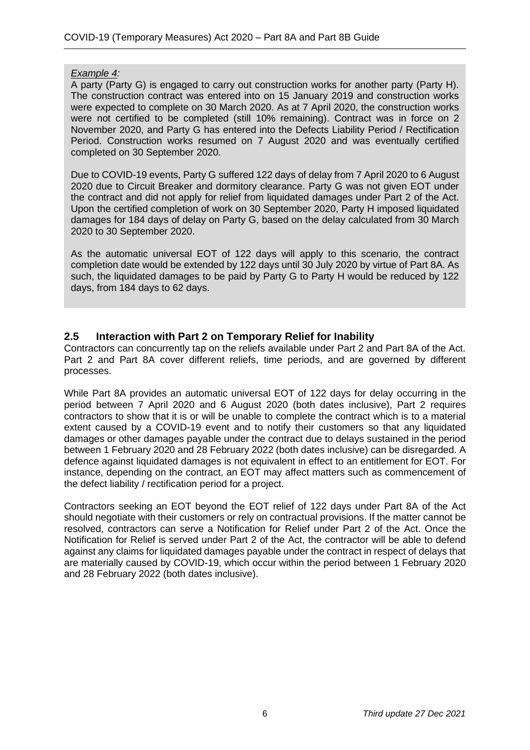*Example 4:*

A party (Party G) is engaged to carry out construction works for another party (Party H). The construction contract was entered into on 15 January 2019 and construction works were expected to complete on 30 March 2020. As at 7 April 2020, the construction works were not certified to be completed (still 10% remaining). Contract was in force on 2 November 2020, and Party G has entered into the Defects Liability Period / Rectification Period. Construction works resumed on 7 August 2020 and was eventually certified completed on 30 September 2020.

Due to COVID-19 events, Party G suffered 122 days of delay from 7 April 2020 to 6 August 2020 due to Circuit Breaker and dormitory clearance. Party G was not given EOT under the contract and did not apply for relief from liquidated damages under Part 2 of the Act. Upon the certified completion of work on 30 September 2020, Party H imposed liquidated damages for 184 days of delay on Party G, based on the delay calculated from 30 March 2020 to 30 September 2020.

As the automatic universal EOT of 122 days will apply to this scenario, the contract completion date would be extended by 122 days until 30 July 2020 by virtue of Part 8A. As such, the liquidated damages to be paid by Party G to Party H would be reduced by 122 days, from 184 days to 62 days.

## 2.5 Interaction with Part 2 on Temporary Relief for Inability

Contractors can concurrently tap on the reliefs available under Part 2 and Part 8A of the Act. Part 2 and Part 8A cover different reliefs, time periods, and are governed by different processes.

While Part 8A provides an automatic universal EOT of 122 days for delay occurring in the period between 7 April 2020 and 6 August 2020 (both dates inclusive), Part 2 requires contractors to show that it is or will be unable to complete the contract which is to a material extent caused by a COVID-19 event and to notify their customers so that any liquidated damages or other damages payable under the contract due to delays sustained in the period between 1 February 2020 and 28 February 2022 (both dates inclusive) can be disregarded. A defence against liquidated damages is not equivalent in effect to an entitlement for EOT. For instance, depending on the contract, an EOT may affect matters such as commencement of the defect liability / rectification period for a project.

Contractors seeking an EOT beyond the EOT relief of 122 days under Part 8A of the Act should negotiate with their customers or rely on contractual provisions. If the matter cannot be resolved, contractors can serve a Notification for Relief under Part 2 of the Act. Once the Notification for Relief is served under Part 2 of the Act, the contractor will be able to defend against any claims for liquidated damages payable under the contract in respect of delays that are materially caused by COVID-19, which occur within the period between 1 February 2020 and 28 February 2022 (both dates inclusive).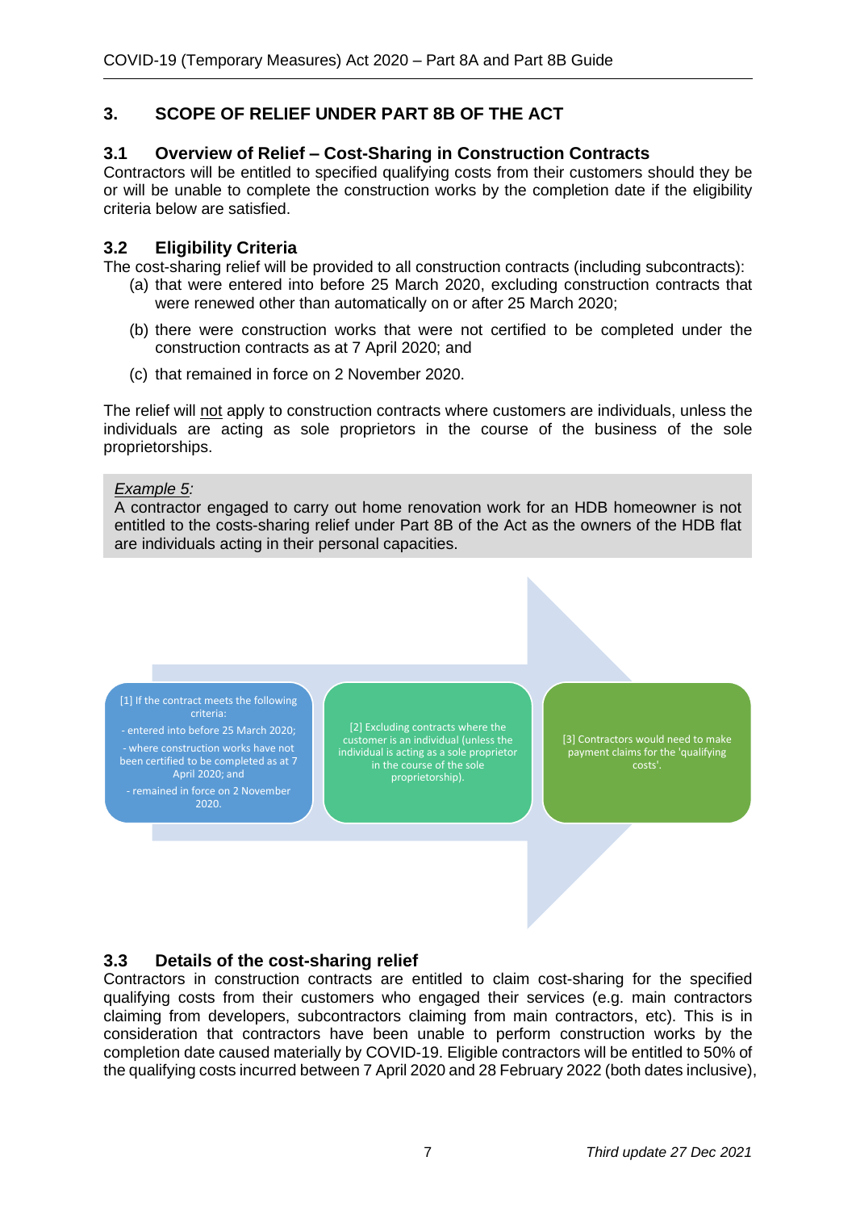## 3. SCOPE OF RELIEF UNDER PART 8B OF THE ACT

### 3.1 Overview of Relief – Cost-Sharing in Construction Contracts

Contractors will be entitled to specified qualifying costs from their customers should they be or will be unable to complete the construction works by the completion date if the eligibility criteria below are satisfied.

### 3.2 Eligibility Criteria

The cost-sharing relief will be provided to all construction contracts (including subcontracts):

(a) that were entered into before 25 March 2020, excluding construction contracts that were renewed other than automatically on or after 25 March 2020;

(b) there were construction works that were not certified to be completed under the construction contracts as at 7 April 2020; and

(c) that remained in force on 2 November 2020.

The relief will not apply to construction contracts where customers are individuals, unless the individuals are acting as sole proprietors in the course of the business of the sole proprietorships.

*Example 5:*
A contractor engaged to carry out home renovation work for an HDB homeowner is not entitled to the costs-sharing relief under Part 8B of the Act as the owners of the HDB flat are individuals acting in their personal capacities.

[1] If the contract meets the following criteria:
- entered into before 25 March 2020;
- where construction works have not been certified to be completed as at 7 April 2020; and
- remained in force on 2 November 2020.

[2] Excluding contracts where the customer is an individual (unless the individual is acting as a sole proprietor in the course of the sole proprietorship).

[3] Contractors would need to make payment claims for the 'qualifying costs'.

### 3.3 Details of the cost-sharing relief

Contractors in construction contracts are entitled to claim cost-sharing for the specified qualifying costs from their customers who engaged their services (e.g. main contractors claiming from developers, subcontractors claiming from main contractors, etc). This is in consideration that contractors have been unable to perform construction works by the completion date caused materially by COVID-19. Eligible contractors will be entitled to 50% of the qualifying costs incurred between 7 April 2020 and 28 February 2022 (both dates inclusive),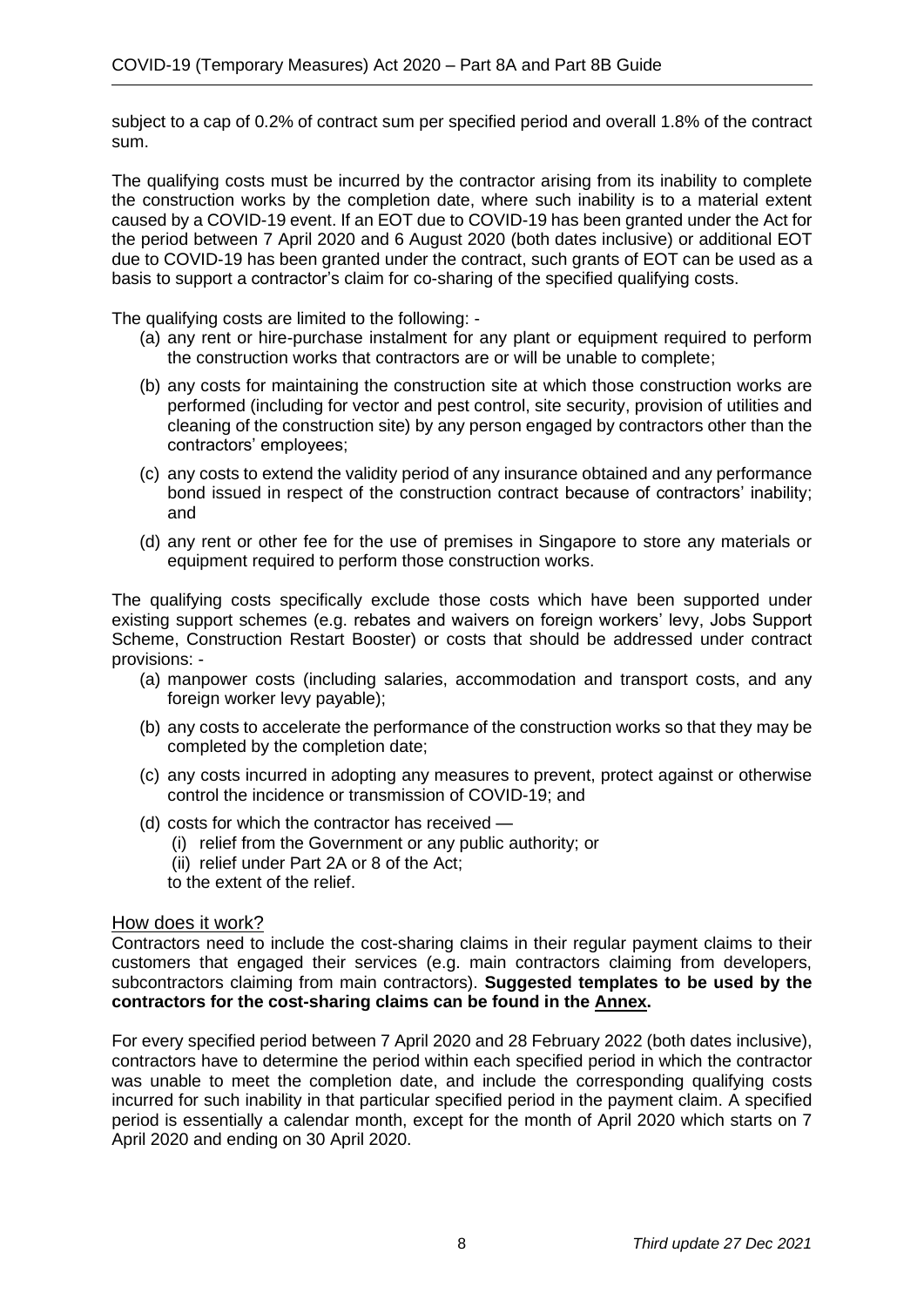subject to a cap of 0.2% of contract sum per specified period and overall 1.8% of the contract sum.

The qualifying costs must be incurred by the contractor arising from its inability to complete the construction works by the completion date, where such inability is to a material extent caused by a COVID-19 event. If an EOT due to COVID-19 has been granted under the Act for the period between 7 April 2020 and 6 August 2020 (both dates inclusive) or additional EOT due to COVID-19 has been granted under the contract, such grants of EOT can be used as a basis to support a contractor's claim for co-sharing of the specified qualifying costs.

The qualifying costs are limited to the following: -

(a) any rent or hire-purchase instalment for any plant or equipment required to perform the construction works that contractors are or will be unable to complete;

(b) any costs for maintaining the construction site at which those construction works are performed (including for vector and pest control, site security, provision of utilities and cleaning of the construction site) by any person engaged by contractors other than the contractors' employees;

(c) any costs to extend the validity period of any insurance obtained and any performance bond issued in respect of the construction contract because of contractors' inability; and

(d) any rent or other fee for the use of premises in Singapore to store any materials or equipment required to perform those construction works.

The qualifying costs specifically exclude those costs which have been supported under existing support schemes (e.g. rebates and waivers on foreign workers' levy, Jobs Support Scheme, Construction Restart Booster) or costs that should be addressed under contract provisions: -

(a) manpower costs (including salaries, accommodation and transport costs, and any foreign worker levy payable);

(b) any costs to accelerate the performance of the construction works so that they may be completed by the completion date;

(c) any costs incurred in adopting any measures to prevent, protect against or otherwise control the incidence or transmission of COVID-19; and

(d) costs for which the contractor has received —
  (i) relief from the Government or any public authority; or
  (ii) relief under Part 2A or 8 of the Act;
  
  to the extent of the relief.

## How does it work?

Contractors need to include the cost-sharing claims in their regular payment claims to their customers that engaged their services (e.g. main contractors claiming from developers, subcontractors claiming from main contractors). **Suggested templates to be used by the contractors for the cost-sharing claims can be found in the Annex.**

For every specified period between 7 April 2020 and 28 February 2022 (both dates inclusive), contractors have to determine the period within each specified period in which the contractor was unable to meet the completion date, and include the corresponding qualifying costs incurred for such inability in that particular specified period in the payment claim. A specified period is essentially a calendar month, except for the month of April 2020 which starts on 7 April 2020 and ending on 30 April 2020.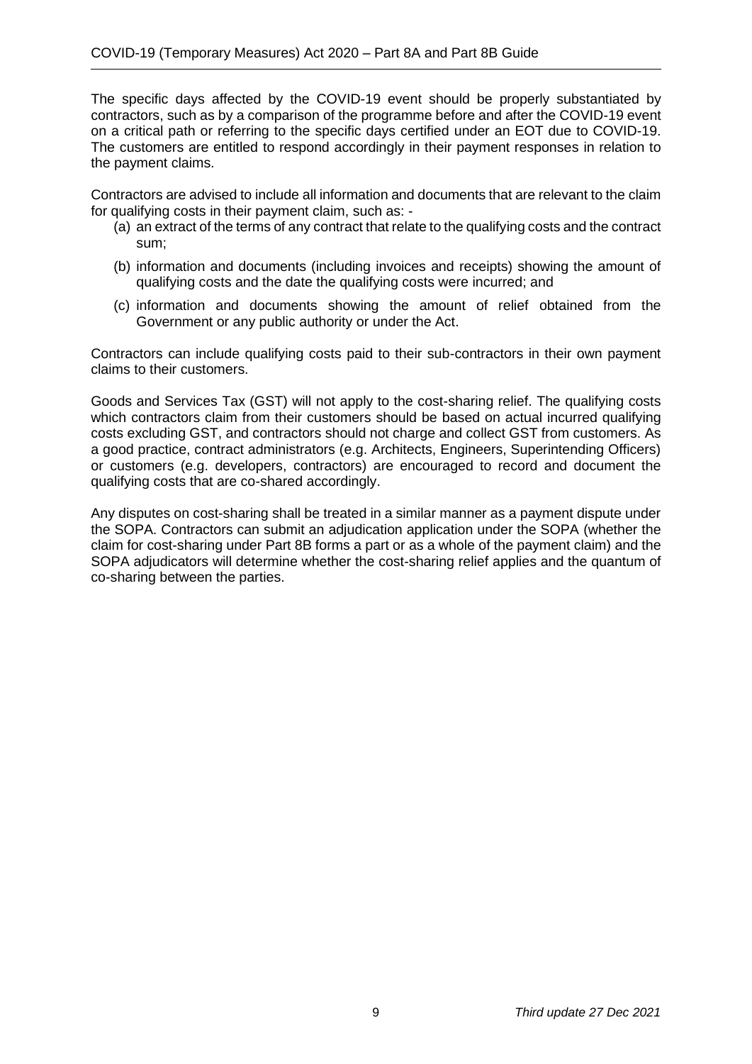The specific days affected by the COVID-19 event should be properly substantiated by contractors, such as by a comparison of the programme before and after the COVID-19 event on a critical path or referring to the specific days certified under an EOT due to COVID-19. The customers are entitled to respond accordingly in their payment responses in relation to the payment claims.

Contractors are advised to include all information and documents that are relevant to the claim for qualifying costs in their payment claim, such as: -

(a) an extract of the terms of any contract that relate to the qualifying costs and the contract sum;

(b) information and documents (including invoices and receipts) showing the amount of qualifying costs and the date the qualifying costs were incurred; and

(c) information and documents showing the amount of relief obtained from the Government or any public authority or under the Act.

Contractors can include qualifying costs paid to their sub-contractors in their own payment claims to their customers.

Goods and Services Tax (GST) will not apply to the cost-sharing relief. The qualifying costs which contractors claim from their customers should be based on actual incurred qualifying costs excluding GST, and contractors should not charge and collect GST from customers. As a good practice, contract administrators (e.g. Architects, Engineers, Superintending Officers) or customers (e.g. developers, contractors) are encouraged to record and document the qualifying costs that are co-shared accordingly.

Any disputes on cost-sharing shall be treated in a similar manner as a payment dispute under the SOPA. Contractors can submit an adjudication application under the SOPA (whether the claim for cost-sharing under Part 8B forms a part or as a whole of the payment claim) and the SOPA adjudicators will determine whether the cost-sharing relief applies and the quantum of co-sharing between the parties.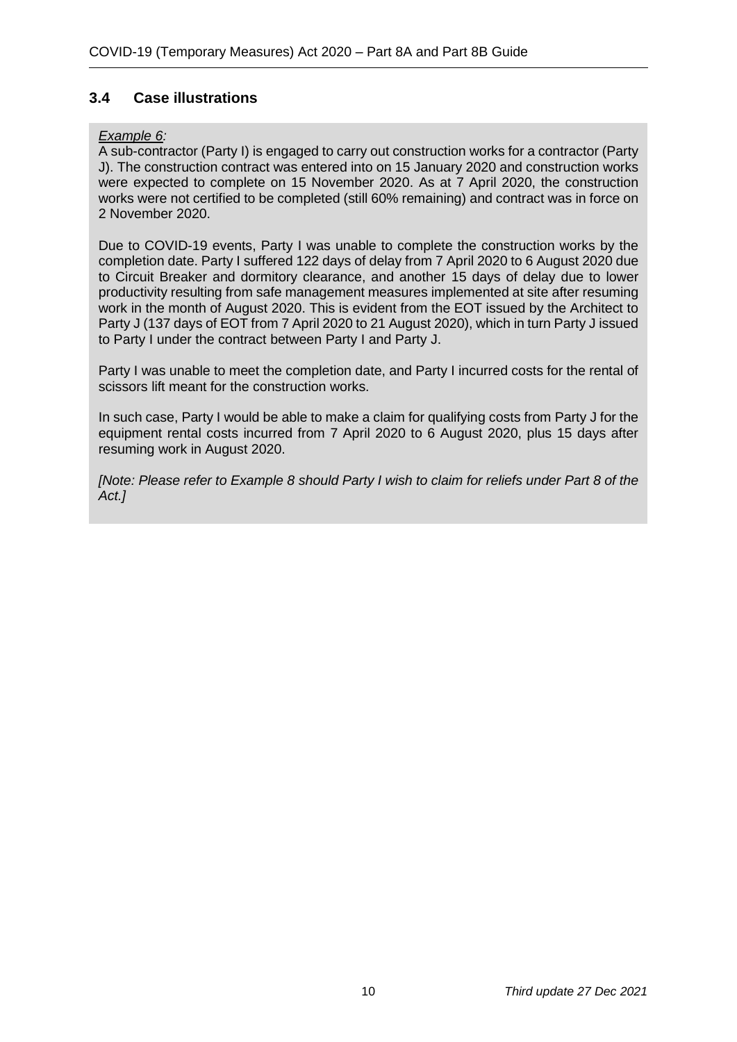## 3.4 Case illustrations

*Example 6:*

A sub-contractor (Party I) is engaged to carry out construction works for a contractor (Party J). The construction contract was entered into on 15 January 2020 and construction works were expected to complete on 15 November 2020. As at 7 April 2020, the construction works were not certified to be completed (still 60% remaining) and contract was in force on 2 November 2020.

Due to COVID-19 events, Party I was unable to complete the construction works by the completion date. Party I suffered 122 days of delay from 7 April 2020 to 6 August 2020 due to Circuit Breaker and dormitory clearance, and another 15 days of delay due to lower productivity resulting from safe management measures implemented at site after resuming work in the month of August 2020. This is evident from the EOT issued by the Architect to Party J (137 days of EOT from 7 April 2020 to 21 August 2020), which in turn Party J issued to Party I under the contract between Party I and Party J.

Party I was unable to meet the completion date, and Party I incurred costs for the rental of scissors lift meant for the construction works.

In such case, Party I would be able to make a claim for qualifying costs from Party J for the equipment rental costs incurred from 7 April 2020 to 6 August 2020, plus 15 days after resuming work in August 2020.

*[Note: Please refer to Example 8 should Party I wish to claim for reliefs under Part 8 of the Act.]*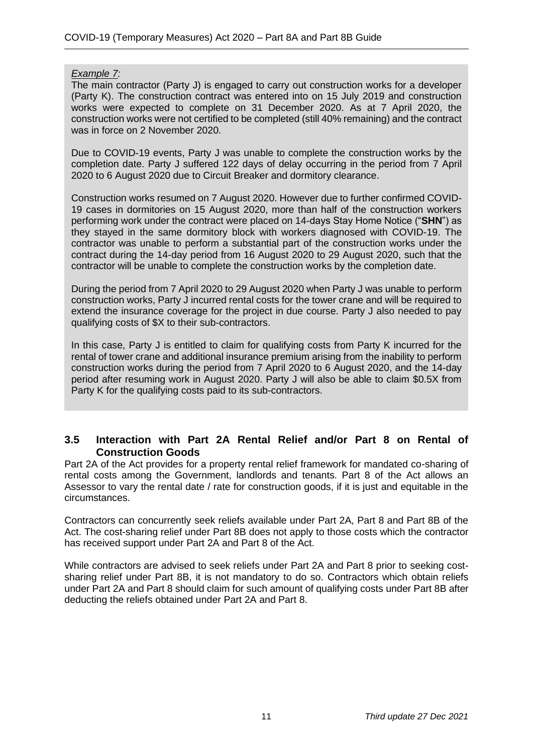*Example 7:*

The main contractor (Party J) is engaged to carry out construction works for a developer (Party K). The construction contract was entered into on 15 July 2019 and construction works were expected to complete on 31 December 2020. As at 7 April 2020, the construction works were not certified to be completed (still 40% remaining) and the contract was in force on 2 November 2020.

Due to COVID-19 events, Party J was unable to complete the construction works by the completion date. Party J suffered 122 days of delay occurring in the period from 7 April 2020 to 6 August 2020 due to Circuit Breaker and dormitory clearance.

Construction works resumed on 7 August 2020. However due to further confirmed COVID-19 cases in dormitories on 15 August 2020, more than half of the construction workers performing work under the contract were placed on 14-days Stay Home Notice ("**SHN**") as they stayed in the same dormitory block with workers diagnosed with COVID-19. The contractor was unable to perform a substantial part of the construction works under the contract during the 14-day period from 16 August 2020 to 29 August 2020, such that the contractor will be unable to complete the construction works by the completion date.

During the period from 7 April 2020 to 29 August 2020 when Party J was unable to perform construction works, Party J incurred rental costs for the tower crane and will be required to extend the insurance coverage for the project in due course. Party J also needed to pay qualifying costs of $X to their sub-contractors.

In this case, Party J is entitled to claim for qualifying costs from Party K incurred for the rental of tower crane and additional insurance premium arising from the inability to perform construction works during the period from 7 April 2020 to 6 August 2020, and the 14-day period after resuming work in August 2020. Party J will also be able to claim $0.5X from Party K for the qualifying costs paid to its sub-contractors.

### 3.5 Interaction with Part 2A Rental Relief and/or Part 8 on Rental of Construction Goods

Part 2A of the Act provides for a property rental relief framework for mandated co-sharing of rental costs among the Government, landlords and tenants. Part 8 of the Act allows an Assessor to vary the rental date / rate for construction goods, if it is just and equitable in the circumstances.

Contractors can concurrently seek reliefs available under Part 2A, Part 8 and Part 8B of the Act. The cost-sharing relief under Part 8B does not apply to those costs which the contractor has received support under Part 2A and Part 8 of the Act.

While contractors are advised to seek reliefs under Part 2A and Part 8 prior to seeking cost-sharing relief under Part 8B, it is not mandatory to do so. Contractors which obtain reliefs under Part 2A and Part 8 should claim for such amount of qualifying costs under Part 8B after deducting the reliefs obtained under Part 2A and Part 8.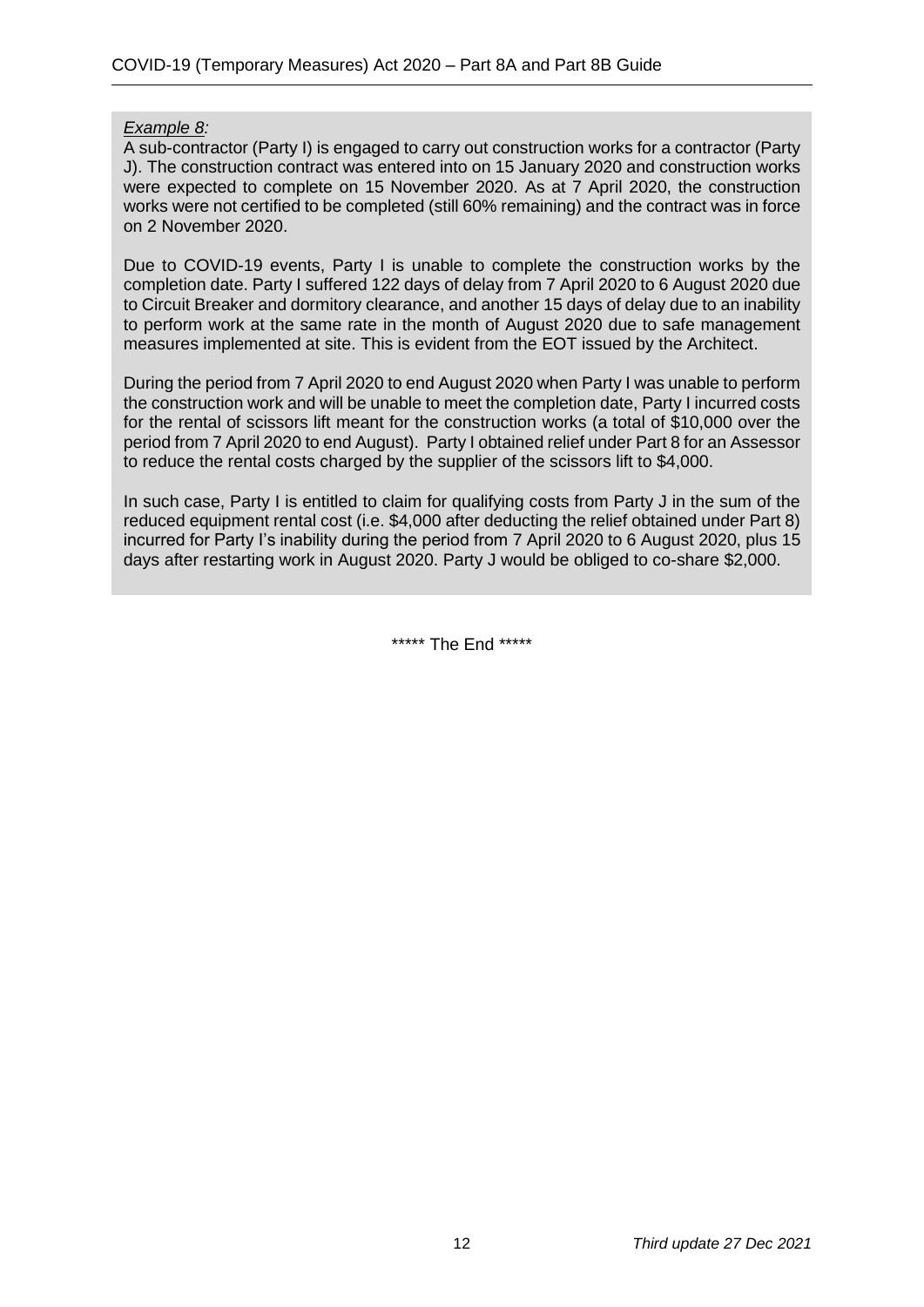*Example 8:*

A sub-contractor (Party I) is engaged to carry out construction works for a contractor (Party J). The construction contract was entered into on 15 January 2020 and construction works were expected to complete on 15 November 2020. As at 7 April 2020, the construction works were not certified to be completed (still 60% remaining) and the contract was in force on 2 November 2020.

Due to COVID-19 events, Party I is unable to complete the construction works by the completion date. Party I suffered 122 days of delay from 7 April 2020 to 6 August 2020 due to Circuit Breaker and dormitory clearance, and another 15 days of delay due to an inability to perform work at the same rate in the month of August 2020 due to safe management measures implemented at site. This is evident from the EOT issued by the Architect.

During the period from 7 April 2020 to end August 2020 when Party I was unable to perform the construction work and will be unable to meet the completion date, Party I incurred costs for the rental of scissors lift meant for the construction works (a total of $10,000 over the period from 7 April 2020 to end August). Party I obtained relief under Part 8 for an Assessor to reduce the rental costs charged by the supplier of the scissors lift to $4,000.

In such case, Party I is entitled to claim for qualifying costs from Party J in the sum of the reduced equipment rental cost (i.e. $4,000 after deducting the relief obtained under Part 8) incurred for Party I's inability during the period from 7 April 2020 to 6 August 2020, plus 15 days after restarting work in August 2020. Party J would be obliged to co-share $2,000.

***** The End *****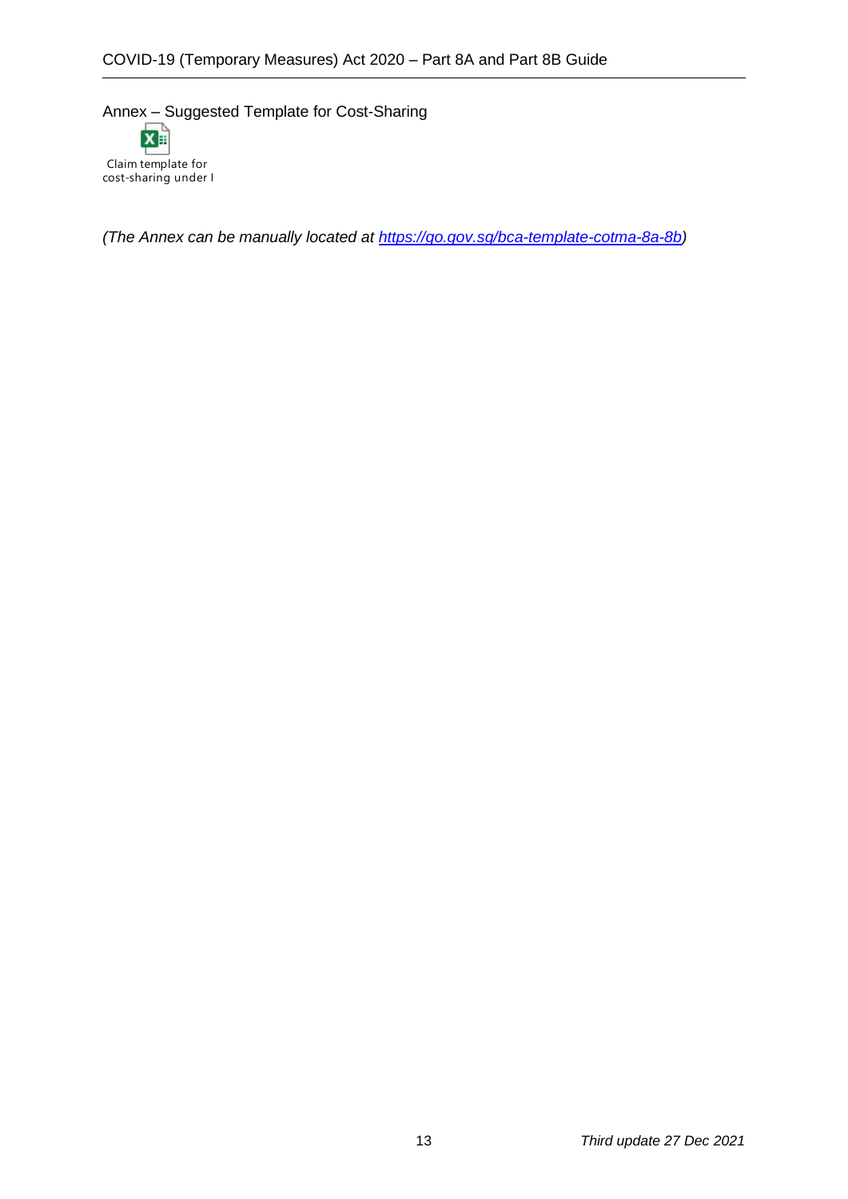Annex – Suggested Template for Cost-Sharing

Claim template for cost-sharing under I

*(The Annex can be manually located at [https://go.gov.sg/bca-template-cotma-8a-8b](https://go.gov.sg/bca-template-cotma-8a-8b))*

*Third update 27 Dec 2021*